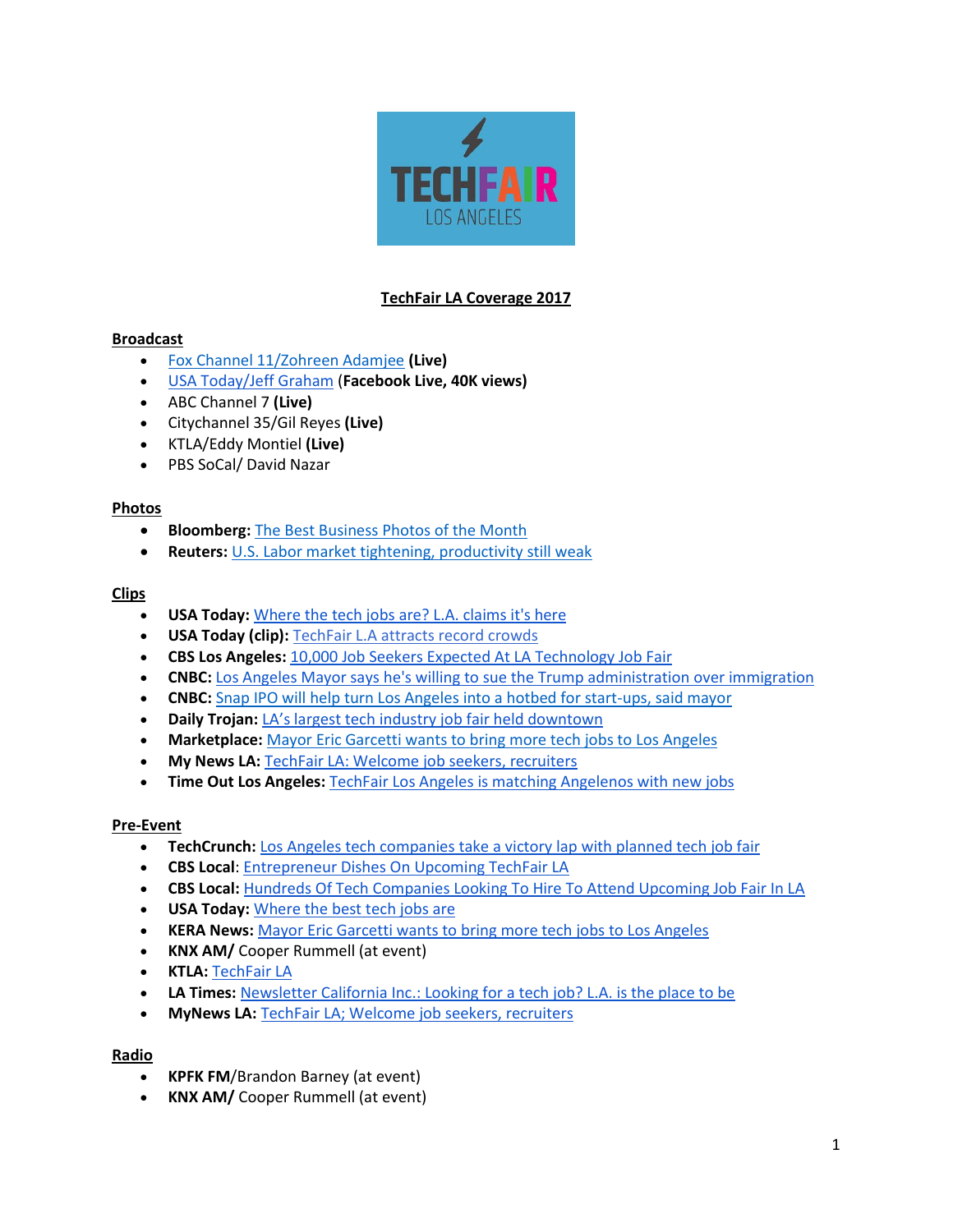# TechFair LA Coverage 2017

## Broadcast

- Fox Channel 11/Zohreen Adamjee **(Live)**
- USA Today/Jeff Graham **(Facebook Live, 40K views)**
- ABC Channel 7 **(Live)**
- Citychannel 35/Gil Reyes **(Live)**
- KTLA/Eddy Montiel **(Live)**
- PBS SoCal/ David Nazar

## Photos

- **Bloomberg:** The Best Business Photos of the Month
- **Reuters:** U.S. Labor market tightening, productivity still weak

## Clips

- **USA Today:** Where the tech jobs are? L.A. claims it's here
- **USA Today (clip):** TechFair L.A attracts record crowds
- **CBS Los Angeles:** 10,000 Job Seekers Expected At LA Technology Job Fair
- **CNBC:** Los Angeles Mayor says he's willing to sue the Trump administration over immigration
- **CNBC:** Snap IPO will help turn Los Angeles into a hotbed for start-ups, said mayor
- **Daily Trojan:** LA's largest tech industry job fair held downtown
- **Marketplace:** Mayor Eric Garcetti wants to bring more tech jobs to Los Angeles
- **My News LA:** TechFair LA: Welcome job seekers, recruiters
- **Time Out Los Angeles:** TechFair Los Angeles is matching Angelenos with new jobs

## Pre-Event

- **TechCrunch:** Los Angeles tech companies take a victory lap with planned tech job fair
- **CBS Local**: Entrepreneur Dishes On Upcoming TechFair LA
- **CBS Local:** Hundreds Of Tech Companies Looking To Hire To Attend Upcoming Job Fair In LA
- **USA Today:** Where the best tech jobs are
- **KERA News:** Mayor Eric Garcetti wants to bring more tech jobs to Los Angeles
- **KNX AM/** Cooper Rummell (at event)
- **KTLA:** TechFair LA
- **LA Times:** Newsletter California Inc.: Looking for a tech job? L.A. is the place to be
- **MyNews LA:** TechFair LA; Welcome job seekers, recruiters

## Radio

- **KPFK FM**/Brandon Barney (at event)
- **KNX AM/** Cooper Rummell (at event)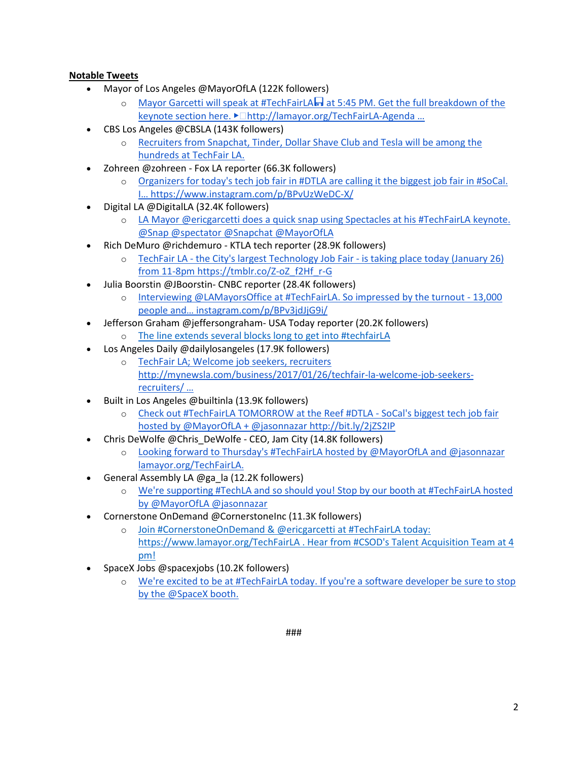**Notable Tweets**

- Mayor of Los Angeles @MayorOfLA (122K followers)
  - Mayor Garcetti will speak at #TechFairLA at 5:45 PM. Get the full breakdown of the keynote section here. ▶ http://lamayor.org/TechFairLA-Agenda …
- CBS Los Angeles @CBSLA (143K followers)
  - Recruiters from Snapchat, Tinder, Dollar Shave Club and Tesla will be among the hundreds at TechFair LA.
- Zohreen @zohreen - Fox LA reporter (66.3K followers)
  - Organizers for today's tech job fair in #DTLA are calling it the biggest job fair in #SoCal. I… https://www.instagram.com/p/BPvUzWeDC-X/
- Digital LA @DigitalLA (32.4K followers)
  - LA Mayor @ericgarcetti does a quick snap using Spectacles at his #TechFairLA keynote. @Snap @spectator @Snapchat @MayorOfLA
- Rich DeMuro @richdemuro - KTLA tech reporter (28.9K followers)
  - TechFair LA - the City's largest Technology Job Fair - is taking place today (January 26) from 11-8pm https://tmblr.co/Z-oZ_f2Hf_r-G
- Julia Boorstin @JBoorstin- CNBC reporter (28.4K followers)
  - Interviewing @LAMayorsOffice at #TechFairLA. So impressed by the turnout - 13,000 people and… instagram.com/p/BPv3jdJjG9i/
- Jefferson Graham @jeffersongraham- USA Today reporter (20.2K followers)
  - The line extends several blocks long to get into #techfairLA
- Los Angeles Daily @dailylosangeles (17.9K followers)
  - TechFair LA; Welcome job seekers, recruiters http://mynewsla.com/business/2017/01/26/techfair-la-welcome-job-seekers-recruiters/ …
- Built in Los Angeles @builtinla (13.9K followers)
  - Check out #TechFairLA TOMORROW at the Reef #DTLA - SoCal's biggest tech job fair hosted by @MayorOfLA + @jasonnazar http://bit.ly/2jZS2IP
- Chris DeWolfe @Chris_DeWolfe - CEO, Jam City (14.8K followers)
  - Looking forward to Thursday's #TechFairLA hosted by @MayorOfLA and @jasonnazar lamayor.org/TechFairLA.
- General Assembly LA @ga_la (12.2K followers)
  - We're supporting #TechLA and so should you! Stop by our booth at #TechFairLA hosted by @MayorOfLA @jasonnazar
- Cornerstone OnDemand @CornerstoneInc (11.3K followers)
  - Join #CornerstoneOnDemand & @ericgarcetti at #TechFairLA today: https://www.lamayor.org/TechFairLA . Hear from #CSOD's Talent Acquisition Team at 4 pm!
- SpaceX Jobs @spacexjobs (10.2K followers)
  - We're excited to be at #TechFairLA today. If you're a software developer be sure to stop by the @SpaceX booth.

###